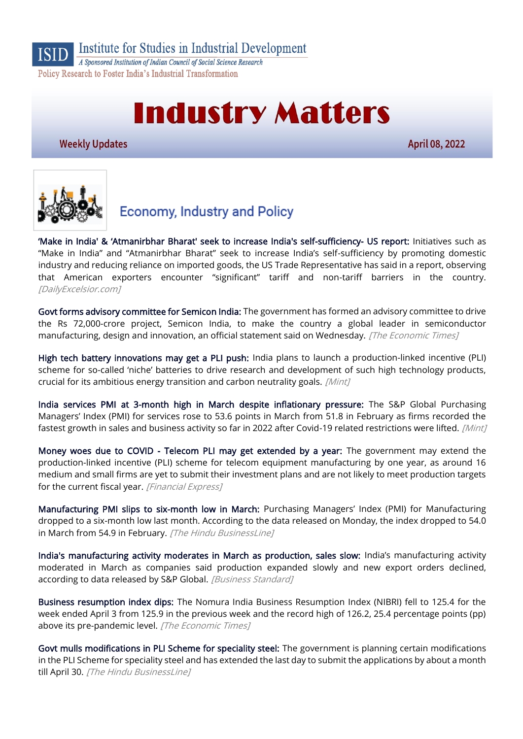ISID Institute for Studies in Industrial Development
*A Sponsored Institution of Indian Council of Social Science Research*
Policy Research to Foster India's Industrial Transformation

# Industry Matters

**Weekly Updates** — **April 08, 2022**

## Economy, Industry and Policy

**'Make in India' & 'Atmanirbhar Bharat' seek to increase India's self-sufficiency- US report:** Initiatives such as "Make in India" and "Atmanirbhar Bharat" seek to increase India's self-sufficiency by promoting domestic industry and reducing reliance on imported goods, the US Trade Representative has said in a report, observing that American exporters encounter "significant" tariff and non-tariff barriers in the country. *[DailyExcelsior.com]*

**Govt forms advisory committee for Semicon India:** The government has formed an advisory committee to drive the Rs 72,000-crore project, Semicon India, to make the country a global leader in semiconductor manufacturing, design and innovation, an official statement said on Wednesday. *[The Economic Times]*

**High tech battery innovations may get a PLI push:** India plans to launch a production-linked incentive (PLI) scheme for so-called 'niche' batteries to drive research and development of such high technology products, crucial for its ambitious energy transition and carbon neutrality goals. *[Mint]*

**India services PMI at 3-month high in March despite inflationary pressure:** The S&P Global Purchasing Managers' Index (PMI) for services rose to 53.6 points in March from 51.8 in February as firms recorded the fastest growth in sales and business activity so far in 2022 after Covid-19 related restrictions were lifted. *[Mint]*

**Money woes due to COVID - Telecom PLI may get extended by a year:** The government may extend the production-linked incentive (PLI) scheme for telecom equipment manufacturing by one year, as around 16 medium and small firms are yet to submit their investment plans and are not likely to meet production targets for the current fiscal year. *[Financial Express]*

**Manufacturing PMI slips to six-month low in March:** Purchasing Managers' Index (PMI) for Manufacturing dropped to a six-month low last month. According to the data released on Monday, the index dropped to 54.0 in March from 54.9 in February. *[The Hindu BusinessLine]*

**India's manufacturing activity moderates in March as production, sales slow:** India's manufacturing activity moderated in March as companies said production expanded slowly and new export orders declined, according to data released by S&P Global. *[Business Standard]*

**Business resumption index dips:** The Nomura India Business Resumption Index (NIBRI) fell to 125.4 for the week ended April 3 from 125.9 in the previous week and the record high of 126.2, 25.4 percentage points (pp) above its pre-pandemic level. *[The Economic Times]*

**Govt mulls modifications in PLI Scheme for speciality steel:** The government is planning certain modifications in the PLI Scheme for speciality steel and has extended the last day to submit the applications by about a month till April 30. *[The Hindu BusinessLine]*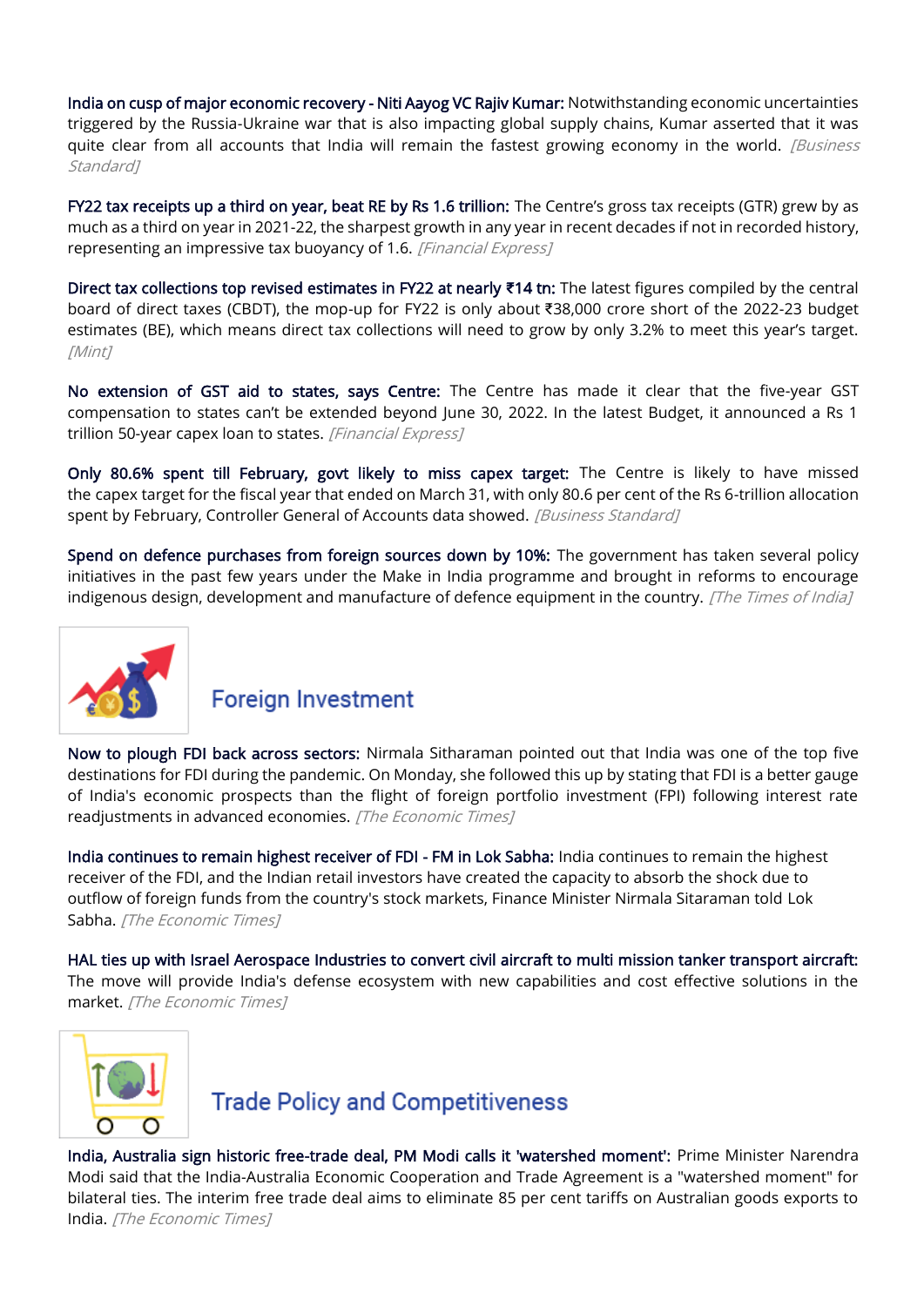**India on cusp of major economic recovery - Niti Aayog VC Rajiv Kumar:** Notwithstanding economic uncertainties triggered by the Russia-Ukraine war that is also impacting global supply chains, Kumar asserted that it was quite clear from all accounts that India will remain the fastest growing economy in the world. *[Business Standard]*

**FY22 tax receipts up a third on year, beat RE by Rs 1.6 trillion:** The Centre's gross tax receipts (GTR) grew by as much as a third on year in 2021-22, the sharpest growth in any year in recent decades if not in recorded history, representing an impressive tax buoyancy of 1.6. *[Financial Express]*

**Direct tax collections top revised estimates in FY22 at nearly ₹14 tn:** The latest figures compiled by the central board of direct taxes (CBDT), the mop-up for FY22 is only about ₹38,000 crore short of the 2022-23 budget estimates (BE), which means direct tax collections will need to grow by only 3.2% to meet this year's target. *[Mint]*

**No extension of GST aid to states, says Centre:** The Centre has made it clear that the five-year GST compensation to states can't be extended beyond June 30, 2022. In the latest Budget, it announced a Rs 1 trillion 50-year capex loan to states. *[Financial Express]*

**Only 80.6% spent till February, govt likely to miss capex target:** The Centre is likely to have missed the capex target for the fiscal year that ended on March 31, with only 80.6 per cent of the Rs 6-trillion allocation spent by February, Controller General of Accounts data showed. *[Business Standard]*

**Spend on defence purchases from foreign sources down by 10%:** The government has taken several policy initiatives in the past few years under the Make in India programme and brought in reforms to encourage indigenous design, development and manufacture of defence equipment in the country. *[The Times of India]*

## Foreign Investment

**Now to plough FDI back across sectors:** Nirmala Sitharaman pointed out that India was one of the top five destinations for FDI during the pandemic. On Monday, she followed this up by stating that FDI is a better gauge of India's economic prospects than the flight of foreign portfolio investment (FPI) following interest rate readjustments in advanced economies. *[The Economic Times]*

**India continues to remain highest receiver of FDI - FM in Lok Sabha:** India continues to remain the highest receiver of the FDI, and the Indian retail investors have created the capacity to absorb the shock due to outflow of foreign funds from the country's stock markets, Finance Minister Nirmala Sitaraman told Lok Sabha. *[The Economic Times]*

**HAL ties up with Israel Aerospace Industries to convert civil aircraft to multi mission tanker transport aircraft:** The move will provide India's defense ecosystem with new capabilities and cost effective solutions in the market. *[The Economic Times]*

## Trade Policy and Competitiveness

**India, Australia sign historic free-trade deal, PM Modi calls it 'watershed moment':** Prime Minister Narendra Modi said that the India-Australia Economic Cooperation and Trade Agreement is a "watershed moment" for bilateral ties. The interim free trade deal aims to eliminate 85 per cent tariffs on Australian goods exports to India. *[The Economic Times]*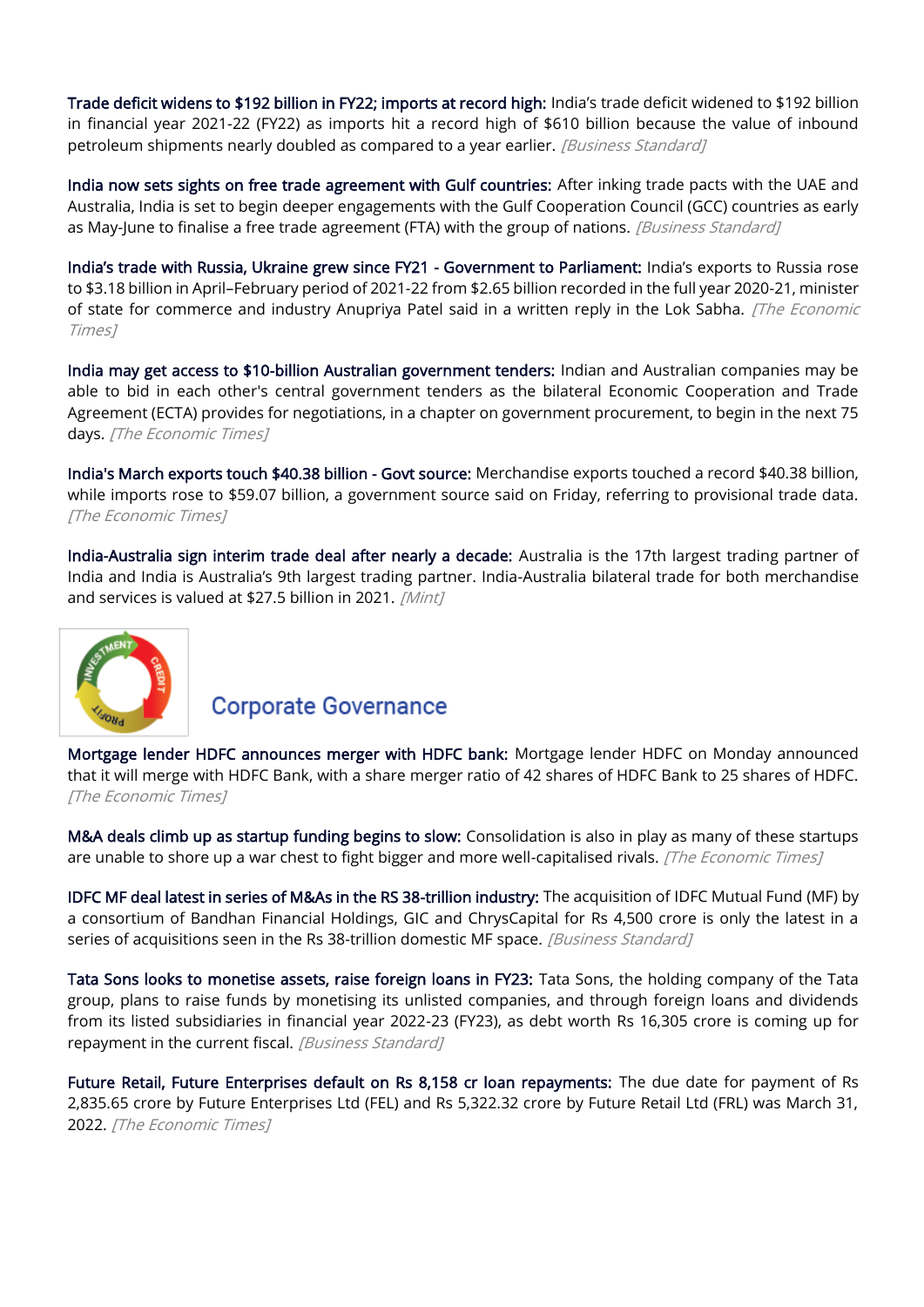**Trade deficit widens to $192 billion in FY22; imports at record high:** India's trade deficit widened to $192 billion in financial year 2021-22 (FY22) as imports hit a record high of $610 billion because the value of inbound petroleum shipments nearly doubled as compared to a year earlier. *[Business Standard]*

**India now sets sights on free trade agreement with Gulf countries:** After inking trade pacts with the UAE and Australia, India is set to begin deeper engagements with the Gulf Cooperation Council (GCC) countries as early as May-June to finalise a free trade agreement (FTA) with the group of nations. *[Business Standard]*

**India's trade with Russia, Ukraine grew since FY21 - Government to Parliament:** India's exports to Russia rose to $3.18 billion in April–February period of 2021-22 from $2.65 billion recorded in the full year 2020-21, minister of state for commerce and industry Anupriya Patel said in a written reply in the Lok Sabha. *[The Economic Times]*

**India may get access to $10-billion Australian government tenders:** Indian and Australian companies may be able to bid in each other's central government tenders as the bilateral Economic Cooperation and Trade Agreement (ECTA) provides for negotiations, in a chapter on government procurement, to begin in the next 75 days. *[The Economic Times]*

**India's March exports touch $40.38 billion - Govt source:** Merchandise exports touched a record $40.38 billion, while imports rose to $59.07 billion, a government source said on Friday, referring to provisional trade data. *[The Economic Times]*

**India-Australia sign interim trade deal after nearly a decade:** Australia is the 17th largest trading partner of India and India is Australia's 9th largest trading partner. India-Australia bilateral trade for both merchandise and services is valued at $27.5 billion in 2021. *[Mint]*

## Corporate Governance

**Mortgage lender HDFC announces merger with HDFC bank:** Mortgage lender HDFC on Monday announced that it will merge with HDFC Bank, with a share merger ratio of 42 shares of HDFC Bank to 25 shares of HDFC. *[The Economic Times]*

**M&A deals climb up as startup funding begins to slow:** Consolidation is also in play as many of these startups are unable to shore up a war chest to fight bigger and more well-capitalised rivals. *[The Economic Times]*

**IDFC MF deal latest in series of M&As in the RS 38-trillion industry:** The acquisition of IDFC Mutual Fund (MF) by a consortium of Bandhan Financial Holdings, GIC and ChrysCapital for Rs 4,500 crore is only the latest in a series of acquisitions seen in the Rs 38-trillion domestic MF space. *[Business Standard]*

**Tata Sons looks to monetise assets, raise foreign loans in FY23:** Tata Sons, the holding company of the Tata group, plans to raise funds by monetising its unlisted companies, and through foreign loans and dividends from its listed subsidiaries in financial year 2022-23 (FY23), as debt worth Rs 16,305 crore is coming up for repayment in the current fiscal. *[Business Standard]*

**Future Retail, Future Enterprises default on Rs 8,158 cr loan repayments:** The due date for payment of Rs 2,835.65 crore by Future Enterprises Ltd (FEL) and Rs 5,322.32 crore by Future Retail Ltd (FRL) was March 31, 2022. *[The Economic Times]*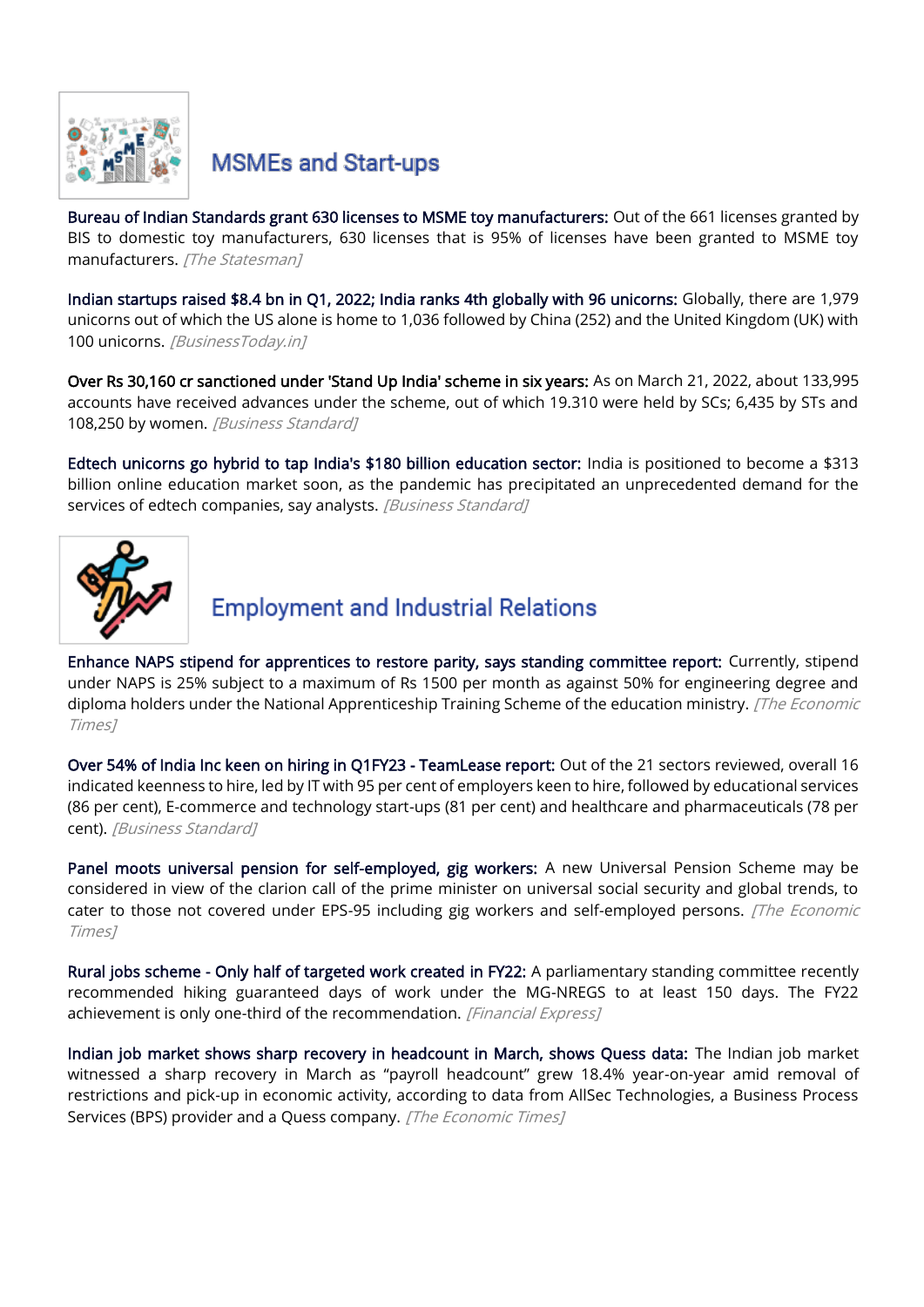## MSMEs and Start-ups

**Bureau of Indian Standards grant 630 licenses to MSME toy manufacturers:** Out of the 661 licenses granted by BIS to domestic toy manufacturers, 630 licenses that is 95% of licenses have been granted to MSME toy manufacturers. *[The Statesman]*

**Indian startups raised $8.4 bn in Q1, 2022; India ranks 4th globally with 96 unicorns:** Globally, there are 1,979 unicorns out of which the US alone is home to 1,036 followed by China (252) and the United Kingdom (UK) with 100 unicorns. *[BusinessToday.in]*

**Over Rs 30,160 cr sanctioned under 'Stand Up India' scheme in six years:** As on March 21, 2022, about 133,995 accounts have received advances under the scheme, out of which 19.310 were held by SCs; 6,435 by STs and 108,250 by women. *[Business Standard]*

**Edtech unicorns go hybrid to tap India's $180 billion education sector:** India is positioned to become a $313 billion online education market soon, as the pandemic has precipitated an unprecedented demand for the services of edtech companies, say analysts. *[Business Standard]*

## Employment and Industrial Relations

**Enhance NAPS stipend for apprentices to restore parity, says standing committee report:** Currently, stipend under NAPS is 25% subject to a maximum of Rs 1500 per month as against 50% for engineering degree and diploma holders under the National Apprenticeship Training Scheme of the education ministry. *[The Economic Times]*

**Over 54% of India Inc keen on hiring in Q1FY23 - TeamLease report:** Out of the 21 sectors reviewed, overall 16 indicated keenness to hire, led by IT with 95 per cent of employers keen to hire, followed by educational services (86 per cent), E-commerce and technology start-ups (81 per cent) and healthcare and pharmaceuticals (78 per cent). *[Business Standard]*

**Panel moots universal pension for self-employed, gig workers:** A new Universal Pension Scheme may be considered in view of the clarion call of the prime minister on universal social security and global trends, to cater to those not covered under EPS-95 including gig workers and self-employed persons. *[The Economic Times]*

**Rural jobs scheme - Only half of targeted work created in FY22:** A parliamentary standing committee recently recommended hiking guaranteed days of work under the MG-NREGS to at least 150 days. The FY22 achievement is only one-third of the recommendation. *[Financial Express]*

**Indian job market shows sharp recovery in headcount in March, shows Quess data:** The Indian job market witnessed a sharp recovery in March as "payroll headcount" grew 18.4% year-on-year amid removal of restrictions and pick-up in economic activity, according to data from AllSec Technologies, a Business Process Services (BPS) provider and a Quess company. *[The Economic Times]*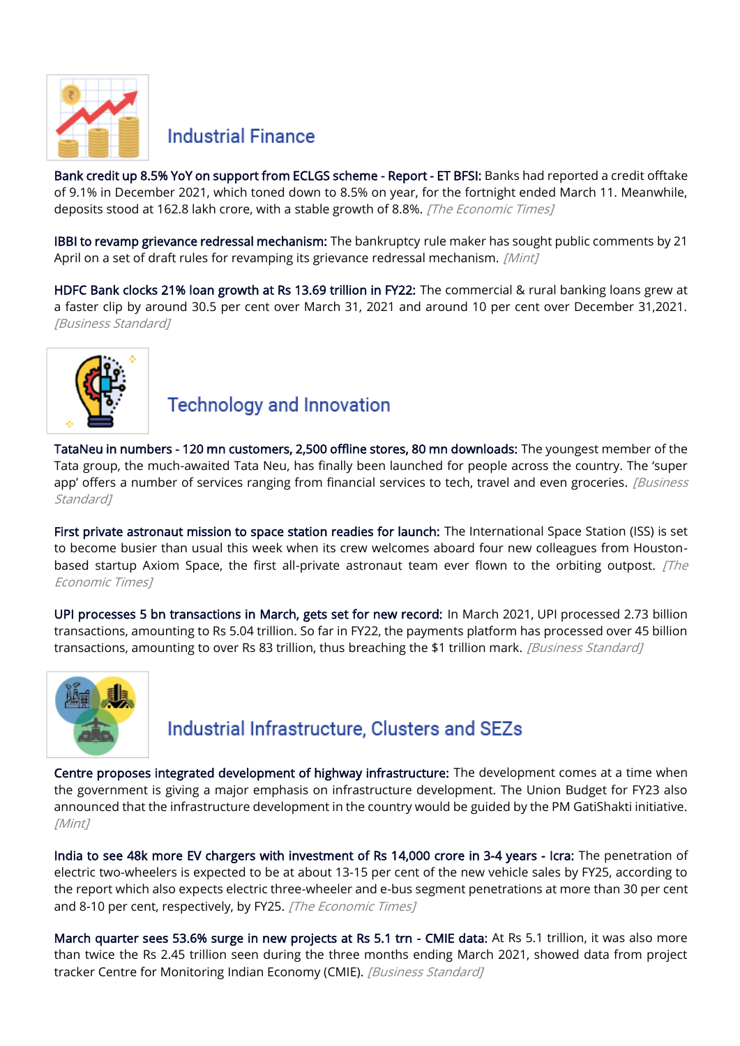## Industrial Finance

**Bank credit up 8.5% YoY on support from ECLGS scheme - Report - ET BFSI:** Banks had reported a credit offtake of 9.1% in December 2021, which toned down to 8.5% on year, for the fortnight ended March 11. Meanwhile, deposits stood at 162.8 lakh crore, with a stable growth of 8.8%. *[The Economic Times]*

**IBBI to revamp grievance redressal mechanism:** The bankruptcy rule maker has sought public comments by 21 April on a set of draft rules for revamping its grievance redressal mechanism. *[Mint]*

**HDFC Bank clocks 21% loan growth at Rs 13.69 trillion in FY22:** The commercial & rural banking loans grew at a faster clip by around 30.5 per cent over March 31, 2021 and around 10 per cent over December 31,2021. *[Business Standard]*

## Technology and Innovation

**TataNeu in numbers - 120 mn customers, 2,500 offline stores, 80 mn downloads:** The youngest member of the Tata group, the much-awaited Tata Neu, has finally been launched for people across the country. The 'super app' offers a number of services ranging from financial services to tech, travel and even groceries. *[Business Standard]*

**First private astronaut mission to space station readies for launch:** The International Space Station (ISS) is set to become busier than usual this week when its crew welcomes aboard four new colleagues from Houston-based startup Axiom Space, the first all-private astronaut team ever flown to the orbiting outpost. *[The Economic Times]*

**UPI processes 5 bn transactions in March, gets set for new record:** In March 2021, UPI processed 2.73 billion transactions, amounting to Rs 5.04 trillion. So far in FY22, the payments platform has processed over 45 billion transactions, amounting to over Rs 83 trillion, thus breaching the $1 trillion mark. *[Business Standard]*

## Industrial Infrastructure, Clusters and SEZs

**Centre proposes integrated development of highway infrastructure:** The development comes at a time when the government is giving a major emphasis on infrastructure development. The Union Budget for FY23 also announced that the infrastructure development in the country would be guided by the PM GatiShakti initiative. *[Mint]*

**India to see 48k more EV chargers with investment of Rs 14,000 crore in 3-4 years - Icra:** The penetration of electric two-wheelers is expected to be at about 13-15 per cent of the new vehicle sales by FY25, according to the report which also expects electric three-wheeler and e-bus segment penetrations at more than 30 per cent and 8-10 per cent, respectively, by FY25. *[The Economic Times]*

**March quarter sees 53.6% surge in new projects at Rs 5.1 trn - CMIE data:** At Rs 5.1 trillion, it was also more than twice the Rs 2.45 trillion seen during the three months ending March 2021, showed data from project tracker Centre for Monitoring Indian Economy (CMIE). *[Business Standard]*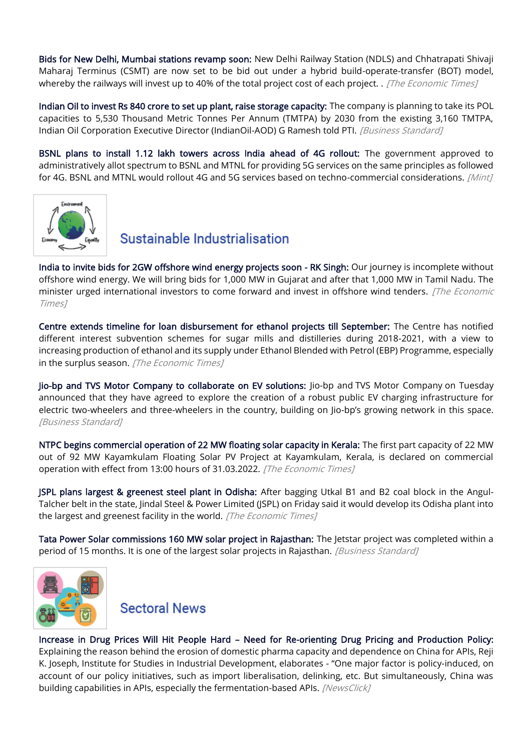**Bids for New Delhi, Mumbai stations revamp soon:** New Delhi Railway Station (NDLS) and Chhatrapati Shivaji Maharaj Terminus (CSMT) are now set to be bid out under a hybrid build-operate-transfer (BOT) model, whereby the railways will invest up to 40% of the total project cost of each project. . *[The Economic Times]*

**Indian Oil to invest Rs 840 crore to set up plant, raise storage capacity:** The company is planning to take its POL capacities to 5,530 Thousand Metric Tonnes Per Annum (TMTPA) by 2030 from the existing 3,160 TMTPA, Indian Oil Corporation Executive Director (IndianOil-AOD) G Ramesh told PTI. *[Business Standard]*

**BSNL plans to install 1.12 lakh towers across India ahead of 4G rollout:** The government approved to administratively allot spectrum to BSNL and MTNL for providing 5G services on the same principles as followed for 4G. BSNL and MTNL would rollout 4G and 5G services based on techno-commercial considerations. *[Mint]*

## Sustainable Industrialisation

**India to invite bids for 2GW offshore wind energy projects soon - RK Singh:** Our journey is incomplete without offshore wind energy. We will bring bids for 1,000 MW in Gujarat and after that 1,000 MW in Tamil Nadu. The minister urged international investors to come forward and invest in offshore wind tenders. *[The Economic Times]*

**Centre extends timeline for loan disbursement for ethanol projects till September:** The Centre has notified different interest subvention schemes for sugar mills and distilleries during 2018-2021, with a view to increasing production of ethanol and its supply under Ethanol Blended with Petrol (EBP) Programme, especially in the surplus season. *[The Economic Times]*

**Jio-bp and TVS Motor Company to collaborate on EV solutions:** Jio-bp and TVS Motor Company on Tuesday announced that they have agreed to explore the creation of a robust public EV charging infrastructure for electric two-wheelers and three-wheelers in the country, building on Jio-bp's growing network in this space. *[Business Standard]*

**NTPC begins commercial operation of 22 MW floating solar capacity in Kerala:** The first part capacity of 22 MW out of 92 MW Kayamkulam Floating Solar PV Project at Kayamkulam, Kerala, is declared on commercial operation with effect from 13:00 hours of 31.03.2022. *[The Economic Times]*

**JSPL plans largest & greenest steel plant in Odisha:** After bagging Utkal B1 and B2 coal block in the Angul-Talcher belt in the state, Jindal Steel & Power Limited (JSPL) on Friday said it would develop its Odisha plant into the largest and greenest facility in the world. *[The Economic Times]*

**Tata Power Solar commissions 160 MW solar project in Rajasthan:** The Jetstar project was completed within a period of 15 months. It is one of the largest solar projects in Rajasthan. *[Business Standard]*

## Sectoral News

**Increase in Drug Prices Will Hit People Hard – Need for Re-orienting Drug Pricing and Production Policy:** Explaining the reason behind the erosion of domestic pharma capacity and dependence on China for APIs, Reji K. Joseph, Institute for Studies in Industrial Development, elaborates - "One major factor is policy-induced, on account of our policy initiatives, such as import liberalisation, delinking, etc. But simultaneously, China was building capabilities in APIs, especially the fermentation-based APIs. *[NewsClick]*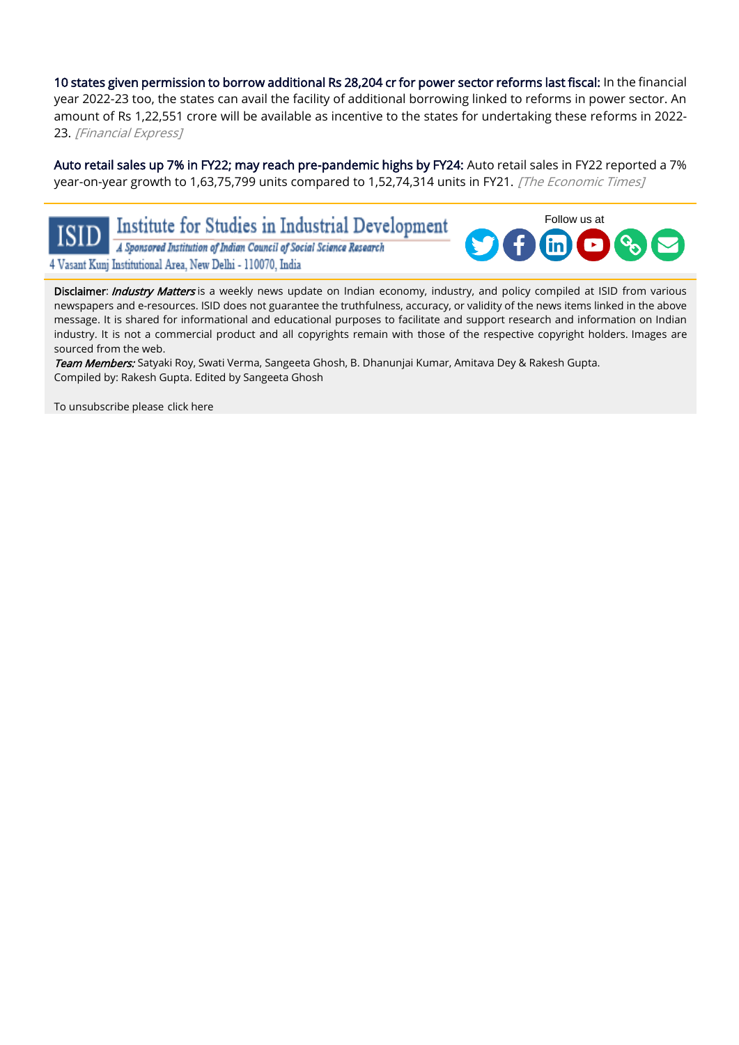**10 states given permission to borrow additional Rs 28,204 cr for power sector reforms last fiscal:** In the financial year 2022-23 too, the states can avail the facility of additional borrowing linked to reforms in power sector. An amount of Rs 1,22,551 crore will be available as incentive to the states for undertaking these reforms in 2022-23. *[Financial Express]*

**Auto retail sales up 7% in FY22; may reach pre-pandemic highs by FY24:** Auto retail sales in FY22 reported a 7% year-on-year growth to 1,63,75,799 units compared to 1,52,74,314 units in FY21. *[The Economic Times]*

---

ISID Institute for Studies in Industrial Development

*A Sponsored Institution of Indian Council of Social Science Research*

4 Vasant Kunj Institutional Area, New Delhi - 110070, India

Follow us at

---

Disclaimer: *Industry Matters* is a weekly news update on Indian economy, industry, and policy compiled at ISID from various newspapers and e-resources. ISID does not guarantee the truthfulness, accuracy, or validity of the news items linked in the above message. It is shared for informational and educational purposes to facilitate and support research and information on Indian industry. It is not a commercial product and all copyrights remain with those of the respective copyright holders. Images are sourced from the web.

*Team Members:* Satyaki Roy, Swati Verma, Sangeeta Ghosh, B. Dhanunjai Kumar, Amitava Dey & Rakesh Gupta.

Compiled by: Rakesh Gupta. Edited by Sangeeta Ghosh

To unsubscribe please click here